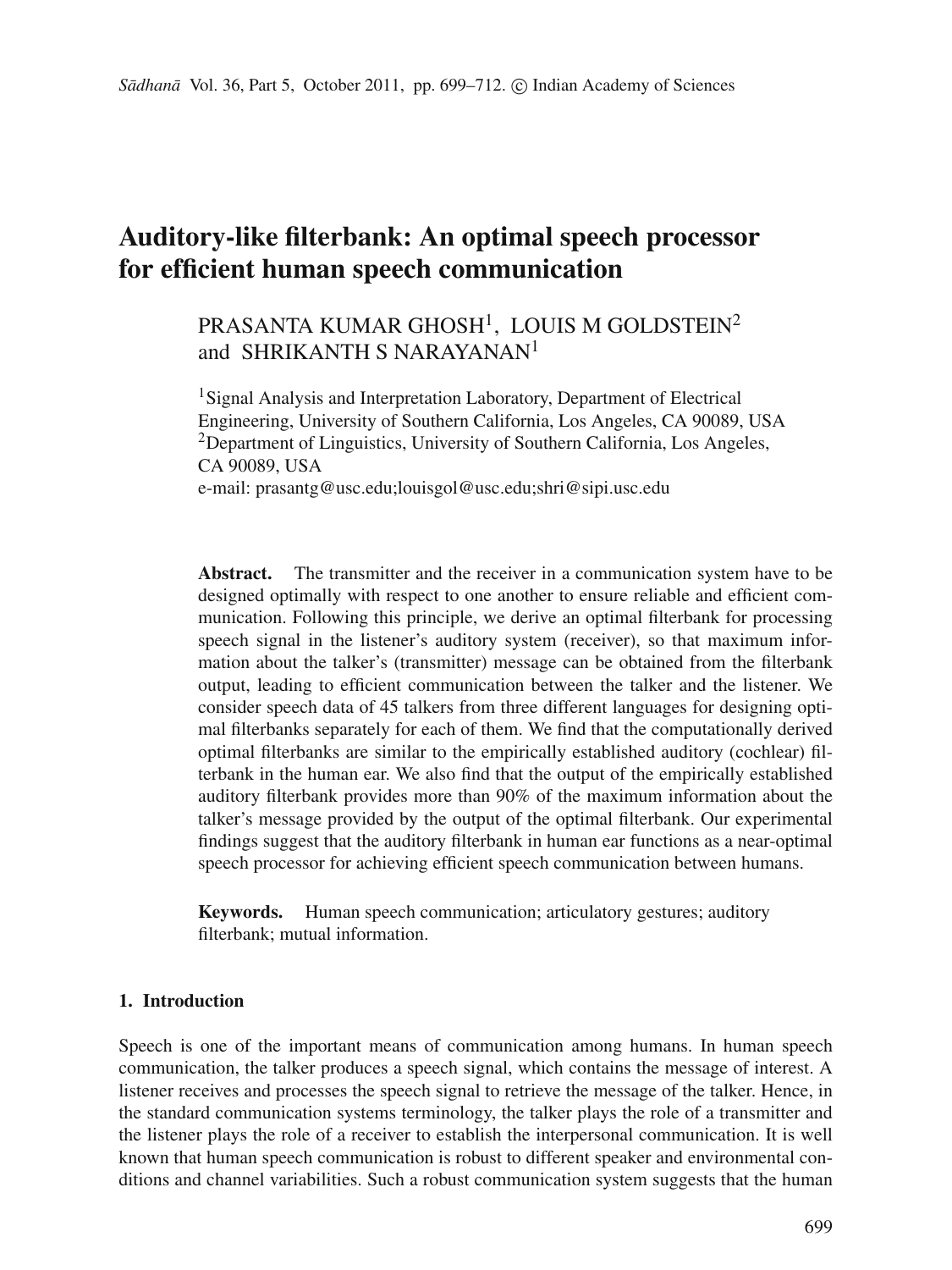# Auditory-like filterbank: An optimal speech processor for efficient human speech communication

PRASANTA KUMAR GHOSH[1], LOUIS M GOLDSTEIN[2] and SHRIKANTH S NARAYANAN[1]

[1]Signal Analysis and Interpretation Laboratory, Department of Electrical Engineering, University of Southern California, Los Angeles, CA 90089, USA
[2]Department of Linguistics, University of Southern California, Los Angeles, CA 90089, USA
e-mail: prasantg@usc.edu;louisgol@usc.edu;shri@sipi.usc.edu

**Abstract.** The transmitter and the receiver in a communication system have to be designed optimally with respect to one another to ensure reliable and efficient communication. Following this principle, we derive an optimal filterbank for processing speech signal in the listener's auditory system (receiver), so that maximum information about the talker's (transmitter) message can be obtained from the filterbank output, leading to efficient communication between the talker and the listener. We consider speech data of 45 talkers from three different languages for designing optimal filterbanks separately for each of them. We find that the computationally derived optimal filterbanks are similar to the empirically established auditory (cochlear) filterbank in the human ear. We also find that the output of the empirically established auditory filterbank provides more than 90% of the maximum information about the talker's message provided by the output of the optimal filterbank. Our experimental findings suggest that the auditory filterbank in human ear functions as a near-optimal speech processor for achieving efficient speech communication between humans.

**Keywords.** Human speech communication; articulatory gestures; auditory filterbank; mutual information.

## 1. Introduction

Speech is one of the important means of communication among humans. In human speech communication, the talker produces a speech signal, which contains the message of interest. A listener receives and processes the speech signal to retrieve the message of the talker. Hence, in the standard communication systems terminology, the talker plays the role of a transmitter and the listener plays the role of a receiver to establish the interpersonal communication. It is well known that human speech communication is robust to different speaker and environmental conditions and channel variabilities. Such a robust communication system suggests that the human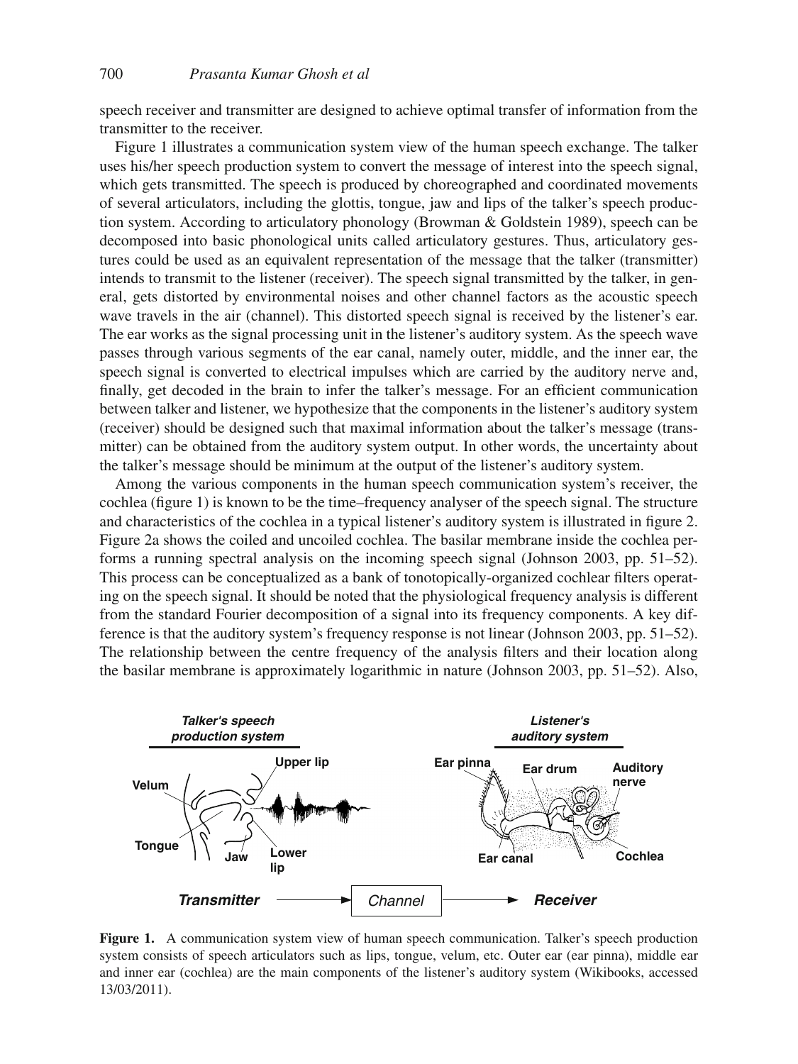speech receiver and transmitter are designed to achieve optimal transfer of information from the transmitter to the receiver.

Figure 1 illustrates a communication system view of the human speech exchange. The talker uses his/her speech production system to convert the message of interest into the speech signal, which gets transmitted. The speech is produced by choreographed and coordinated movements of several articulators, including the glottis, tongue, jaw and lips of the talker's speech production system. According to articulatory phonology (Browman & Goldstein 1989), speech can be decomposed into basic phonological units called articulatory gestures. Thus, articulatory gestures could be used as an equivalent representation of the message that the talker (transmitter) intends to transmit to the listener (receiver). The speech signal transmitted by the talker, in general, gets distorted by environmental noises and other channel factors as the acoustic speech wave travels in the air (channel). This distorted speech signal is received by the listener's ear. The ear works as the signal processing unit in the listener's auditory system. As the speech wave passes through various segments of the ear canal, namely outer, middle, and the inner ear, the speech signal is converted to electrical impulses which are carried by the auditory nerve and, finally, get decoded in the brain to infer the talker's message. For an efficient communication between talker and listener, we hypothesize that the components in the listener's auditory system (receiver) should be designed such that maximal information about the talker's message (transmitter) can be obtained from the auditory system output. In other words, the uncertainty about the talker's message should be minimum at the output of the listener's auditory system.

Among the various components in the human speech communication system's receiver, the cochlea (figure 1) is known to be the time–frequency analyser of the speech signal. The structure and characteristics of the cochlea in a typical listener's auditory system is illustrated in figure 2. Figure 2a shows the coiled and uncoiled cochlea. The basilar membrane inside the cochlea performs a running spectral analysis on the incoming speech signal (Johnson 2003, pp. 51–52). This process can be conceptualized as a bank of tonotopically-organized cochlear filters operating on the speech signal. It should be noted that the physiological frequency analysis is different from the standard Fourier decomposition of a signal into its frequency components. A key difference is that the auditory system's frequency response is not linear (Johnson 2003, pp. 51–52). The relationship between the centre frequency of the analysis filters and their location along the basilar membrane is approximately logarithmic in nature (Johnson 2003, pp. 51–52). Also,

Talker's speech production system
Velum
Upper lip
Tongue
Jaw
Lower lip
Listener's auditory system
Ear pinna
Ear drum
Auditory nerve
Ear canal
Cochlea
Transmitter
Channel
Receiver

**Figure 1.** A communication system view of human speech communication. Talker's speech production system consists of speech articulators such as lips, tongue, velum, etc. Outer ear (ear pinna), middle ear and inner ear (cochlea) are the main components of the listener's auditory system (Wikibooks, accessed 13/03/2011).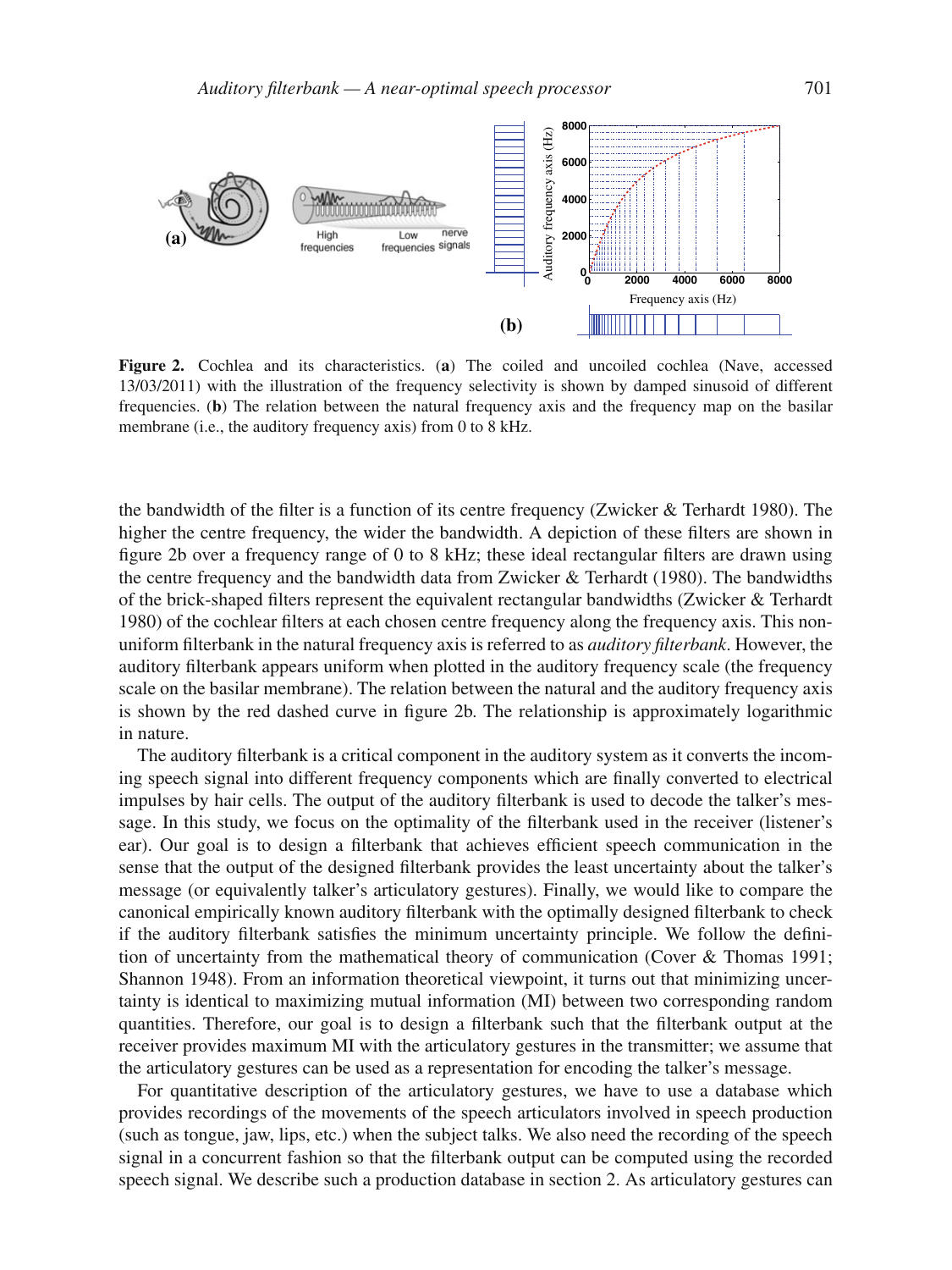(a)

High frequencies

Low frequencies

nerve signals

(b)

Auditory frequency axis (Hz)

8000

6000

4000

2000

0

0

2000

4000

6000

8000

Frequency axis (Hz)

**Figure 2.** Cochlea and its characteristics. (**a**) The coiled and uncoiled cochlea (Nave, accessed 13/03/2011) with the illustration of the frequency selectivity is shown by damped sinusoid of different frequencies. (**b**) The relation between the natural frequency axis and the frequency map on the basilar membrane (i.e., the auditory frequency axis) from 0 to 8 kHz.

the bandwidth of the filter is a function of its centre frequency (Zwicker & Terhardt 1980). The higher the centre frequency, the wider the bandwidth. A depiction of these filters are shown in figure 2b over a frequency range of 0 to 8 kHz; these ideal rectangular filters are drawn using the centre frequency and the bandwidth data from Zwicker & Terhardt (1980). The bandwidths of the brick-shaped filters represent the equivalent rectangular bandwidths (Zwicker & Terhardt 1980) of the cochlear filters at each chosen centre frequency along the frequency axis. This non-uniform filterbank in the natural frequency axis is referred to as *auditory filterbank*. However, the auditory filterbank appears uniform when plotted in the auditory frequency scale (the frequency scale on the basilar membrane). The relation between the natural and the auditory frequency axis is shown by the red dashed curve in figure 2b. The relationship is approximately logarithmic in nature.

The auditory filterbank is a critical component in the auditory system as it converts the incoming speech signal into different frequency components which are finally converted to electrical impulses by hair cells. The output of the auditory filterbank is used to decode the talker's message. In this study, we focus on the optimality of the filterbank used in the receiver (listener's ear). Our goal is to design a filterbank that achieves efficient speech communication in the sense that the output of the designed filterbank provides the least uncertainty about the talker's message (or equivalently talker's articulatory gestures). Finally, we would like to compare the canonical empirically known auditory filterbank with the optimally designed filterbank to check if the auditory filterbank satisfies the minimum uncertainty principle. We follow the definition of uncertainty from the mathematical theory of communication (Cover & Thomas 1991; Shannon 1948). From an information theoretical viewpoint, it turns out that minimizing uncertainty is identical to maximizing mutual information (MI) between two corresponding random quantities. Therefore, our goal is to design a filterbank such that the filterbank output at the receiver provides maximum MI with the articulatory gestures in the transmitter; we assume that the articulatory gestures can be used as a representation for encoding the talker's message.

For quantitative description of the articulatory gestures, we have to use a database which provides recordings of the movements of the speech articulators involved in speech production (such as tongue, jaw, lips, etc.) when the subject talks. We also need the recording of the speech signal in a concurrent fashion so that the filterbank output can be computed using the recorded speech signal. We describe such a production database in section 2. As articulatory gestures can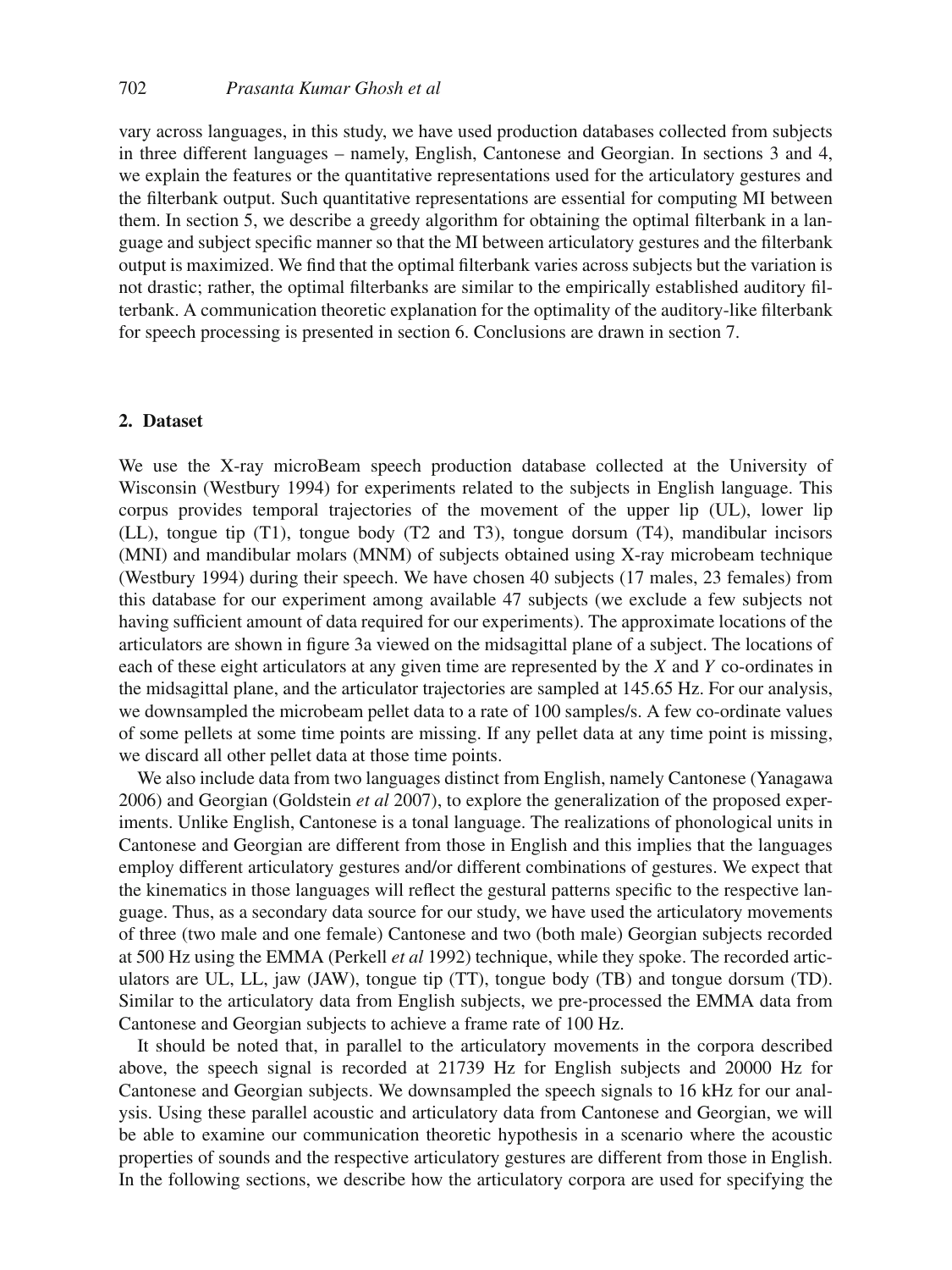vary across languages, in this study, we have used production databases collected from subjects in three different languages – namely, English, Cantonese and Georgian. In sections 3 and 4, we explain the features or the quantitative representations used for the articulatory gestures and the filterbank output. Such quantitative representations are essential for computing MI between them. In section 5, we describe a greedy algorithm for obtaining the optimal filterbank in a language and subject specific manner so that the MI between articulatory gestures and the filterbank output is maximized. We find that the optimal filterbank varies across subjects but the variation is not drastic; rather, the optimal filterbanks are similar to the empirically established auditory filterbank. A communication theoretic explanation for the optimality of the auditory-like filterbank for speech processing is presented in section 6. Conclusions are drawn in section 7.

## 2. Dataset

We use the X-ray microBeam speech production database collected at the University of Wisconsin (Westbury 1994) for experiments related to the subjects in English language. This corpus provides temporal trajectories of the movement of the upper lip (UL), lower lip (LL), tongue tip (T1), tongue body (T2 and T3), tongue dorsum (T4), mandibular incisors (MNI) and mandibular molars (MNM) of subjects obtained using X-ray microbeam technique (Westbury 1994) during their speech. We have chosen 40 subjects (17 males, 23 females) from this database for our experiment among available 47 subjects (we exclude a few subjects not having sufficient amount of data required for our experiments). The approximate locations of the articulators are shown in figure 3a viewed on the midsagittal plane of a subject. The locations of each of these eight articulators at any given time are represented by the $X$ and $Y$ co-ordinates in the midsagittal plane, and the articulator trajectories are sampled at 145.65 Hz. For our analysis, we downsampled the microbeam pellet data to a rate of 100 samples/s. A few co-ordinate values of some pellets at some time points are missing. If any pellet data at any time point is missing, we discard all other pellet data at those time points.

We also include data from two languages distinct from English, namely Cantonese (Yanagawa 2006) and Georgian (Goldstein *et al* 2007), to explore the generalization of the proposed experiments. Unlike English, Cantonese is a tonal language. The realizations of phonological units in Cantonese and Georgian are different from those in English and this implies that the languages employ different articulatory gestures and/or different combinations of gestures. We expect that the kinematics in those languages will reflect the gestural patterns specific to the respective language. Thus, as a secondary data source for our study, we have used the articulatory movements of three (two male and one female) Cantonese and two (both male) Georgian subjects recorded at 500 Hz using the EMMA (Perkell *et al* 1992) technique, while they spoke. The recorded articulators are UL, LL, jaw (JAW), tongue tip (TT), tongue body (TB) and tongue dorsum (TD). Similar to the articulatory data from English subjects, we pre-processed the EMMA data from Cantonese and Georgian subjects to achieve a frame rate of 100 Hz.

It should be noted that, in parallel to the articulatory movements in the corpora described above, the speech signal is recorded at 21739 Hz for English subjects and 20000 Hz for Cantonese and Georgian subjects. We downsampled the speech signals to 16 kHz for our analysis. Using these parallel acoustic and articulatory data from Cantonese and Georgian, we will be able to examine our communication theoretic hypothesis in a scenario where the acoustic properties of sounds and the respective articulatory gestures are different from those in English. In the following sections, we describe how the articulatory corpora are used for specifying the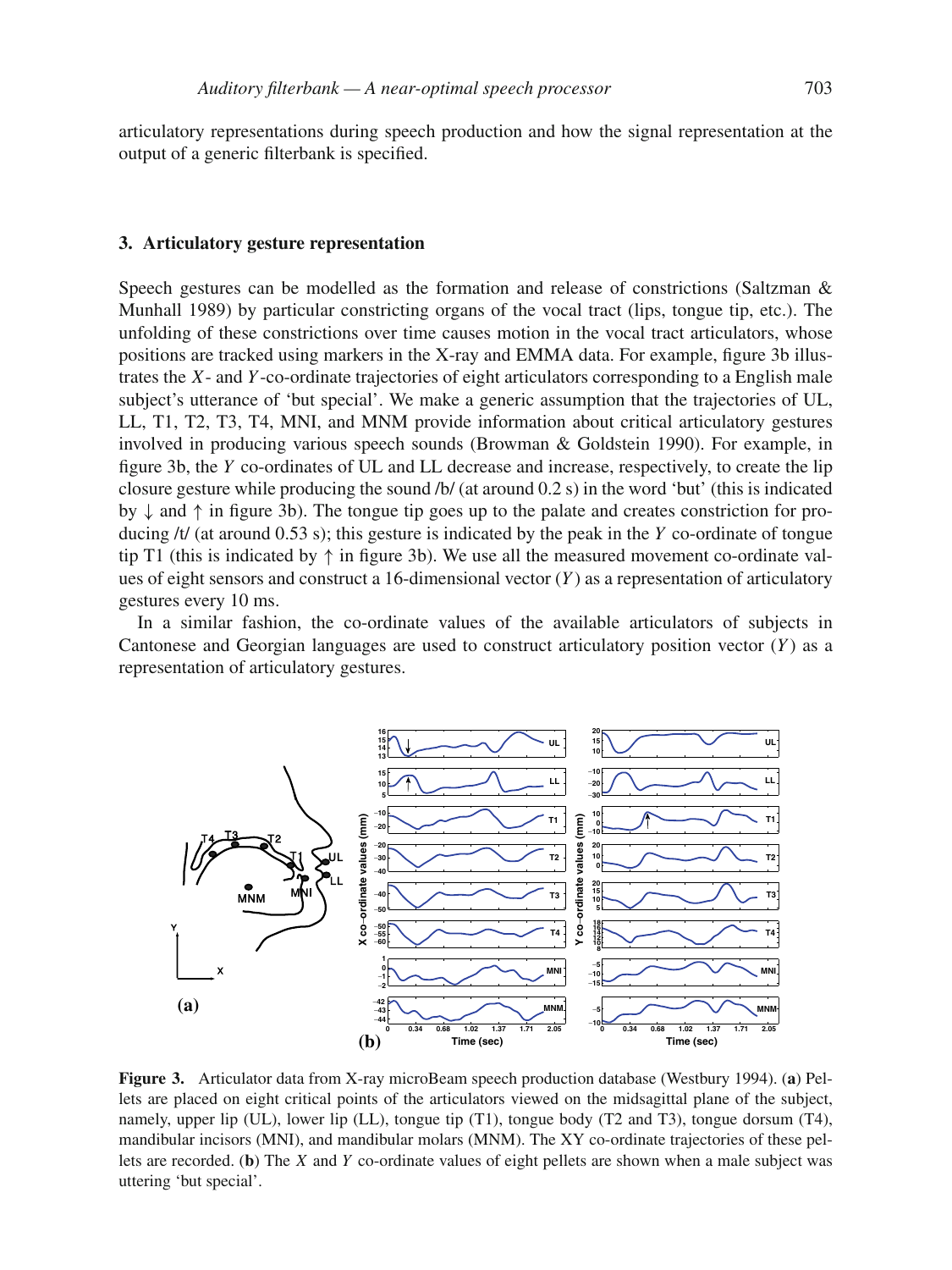articulatory representations during speech production and how the signal representation at the output of a generic filterbank is specified.

## 3. Articulatory gesture representation

Speech gestures can be modelled as the formation and release of constrictions (Saltzman & Munhall 1989) by particular constricting organs of the vocal tract (lips, tongue tip, etc.). The unfolding of these constrictions over time causes motion in the vocal tract articulators, whose positions are tracked using markers in the X-ray and EMMA data. For example, figure 3b illustrates the $X$- and $Y$-co-ordinate trajectories of eight articulators corresponding to a English male subject's utterance of 'but special'. We make a generic assumption that the trajectories of UL, LL, T1, T2, T3, T4, MNI, and MNM provide information about critical articulatory gestures involved in producing various speech sounds (Browman & Goldstein 1990). For example, in figure 3b, the $Y$ co-ordinates of UL and LL decrease and increase, respectively, to create the lip closure gesture while producing the sound /b/ (at around 0.2 s) in the word 'but' (this is indicated by $\downarrow$ and $\uparrow$ in figure 3b). The tongue tip goes up to the palate and creates constriction for producing /t/ (at around 0.53 s); this gesture is indicated by the peak in the $Y$ co-ordinate of tongue tip T1 (this is indicated by $\uparrow$ in figure 3b). We use all the measured movement co-ordinate values of eight sensors and construct a 16-dimensional vector ($Y$) as a representation of articulatory gestures every 10 ms.

In a similar fashion, the co-ordinate values of the available articulators of subjects in Cantonese and Georgian languages are used to construct articulatory position vector ($Y$) as a representation of articulatory gestures.

**Figure 3.** Articulator data from X-ray microBeam speech production database (Westbury 1994). (**a**) Pellets are placed on eight critical points of the articulators viewed on the midsagittal plane of the subject, namely, upper lip (UL), lower lip (LL), tongue tip (T1), tongue body (T2 and T3), tongue dorsum (T4), mandibular incisors (MNI), and mandibular molars (MNM). The XY co-ordinate trajectories of these pellets are recorded. (**b**) The $X$ and $Y$ co-ordinate values of eight pellets are shown when a male subject was uttering 'but special'.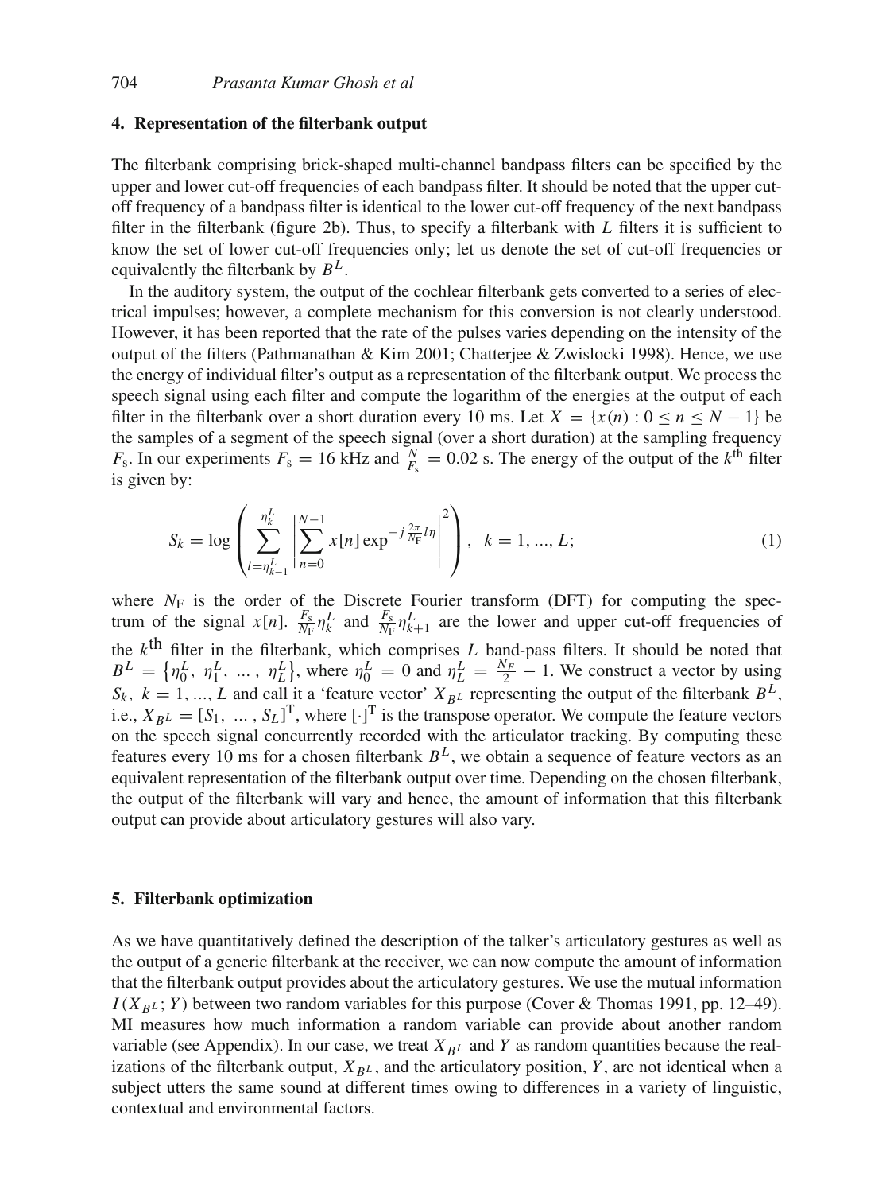## 4. Representation of the filterbank output

The filterbank comprising brick-shaped multi-channel bandpass filters can be specified by the upper and lower cut-off frequencies of each bandpass filter. It should be noted that the upper cut-off frequency of a bandpass filter is identical to the lower cut-off frequency of the next bandpass filter in the filterbank (figure 2b). Thus, to specify a filterbank with $L$ filters it is sufficient to know the set of lower cut-off frequencies only; let us denote the set of cut-off frequencies or equivalently the filterbank by $B^L$.

In the auditory system, the output of the cochlear filterbank gets converted to a series of electrical impulses; however, a complete mechanism for this conversion is not clearly understood. However, it has been reported that the rate of the pulses varies depending on the intensity of the output of the filters (Pathmanathan & Kim 2001; Chatterjee & Zwislocki 1998). Hence, we use the energy of individual filter's output as a representation of the filterbank output. We process the speech signal using each filter and compute the logarithm of the energies at the output of each filter in the filterbank over a short duration every 10 ms. Let $X = \{x(n) : 0 \leq n \leq N-1\}$ be the samples of a segment of the speech signal (over a short duration) at the sampling frequency $F_s$. In our experiments $F_s = 16$ kHz and $\frac{N}{F_s} = 0.02$ s. The energy of the output of the $k^{\text{th}}$ filter is given by:

$$S_k = \log \left( \sum_{l=\eta_{k-1}^L}^{\eta_k^L} \left| \sum_{n=0}^{N-1} x[n] \exp^{-j\frac{2\pi}{N_F} l\eta} \right|^2 \right), \quad k = 1, ..., L; \tag{1}$$

where $N_F$ is the order of the Discrete Fourier transform (DFT) for computing the spectrum of the signal $x[n]$. $\frac{F_s}{N_F}\eta_k^L$ and $\frac{F_s}{N_F}\eta_{k+1}^L$ are the lower and upper cut-off frequencies of the $k^{\text{th}}$ filter in the filterbank, which comprises $L$ band-pass filters. It should be noted that $B^L = \{\eta_0^L, \eta_1^L, \ldots, \eta_L^L\}$, where $\eta_0^L = 0$ and $\eta_L^L = \frac{N_F}{2} - 1$. We construct a vector by using $S_k$, $k = 1, ..., L$ and call it a 'feature vector' $X_{B^L}$ representing the output of the filterbank $B^L$, i.e., $X_{B^L} = [S_1, \ldots, S_L]^{\mathrm{T}}$, where $[\cdot]^{\mathrm{T}}$ is the transpose operator. We compute the feature vectors on the speech signal concurrently recorded with the articulator tracking. By computing these features every 10 ms for a chosen filterbank $B^L$, we obtain a sequence of feature vectors as an equivalent representation of the filterbank output over time. Depending on the chosen filterbank, the output of the filterbank will vary and hence, the amount of information that this filterbank output can provide about articulatory gestures will also vary.

## 5. Filterbank optimization

As we have quantitatively defined the description of the talker's articulatory gestures as well as the output of a generic filterbank at the receiver, we can now compute the amount of information that the filterbank output provides about the articulatory gestures. We use the mutual information $I(X_{B^L}; Y)$ between two random variables for this purpose (Cover & Thomas 1991, pp. 12–49). MI measures how much information a random variable can provide about another random variable (see Appendix). In our case, we treat $X_{B^L}$ and $Y$ as random quantities because the realizations of the filterbank output, $X_{B^L}$, and the articulatory position, $Y$, are not identical when a subject utters the same sound at different times owing to differences in a variety of linguistic, contextual and environmental factors.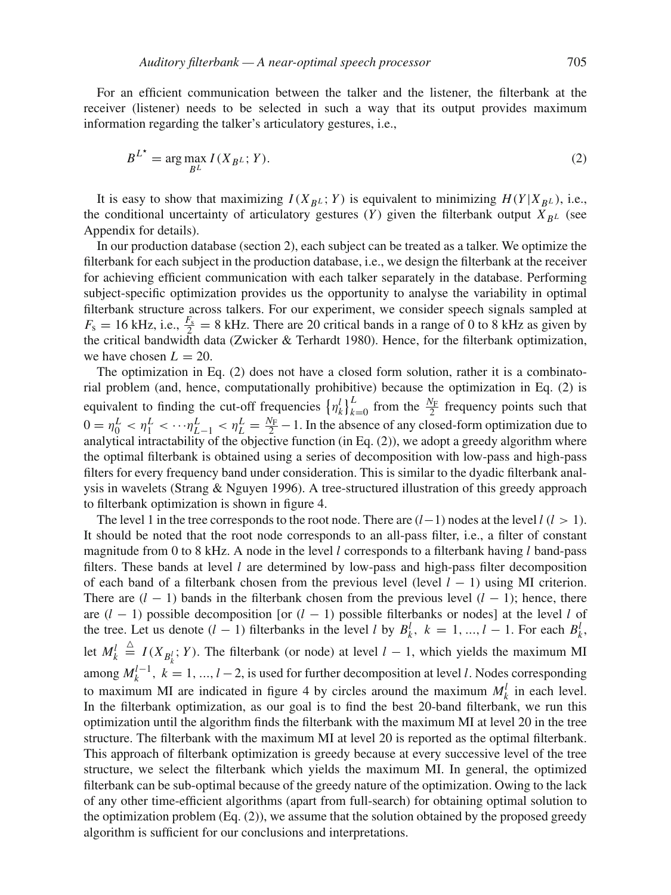For an efficient communication between the talker and the listener, the filterbank at the receiver (listener) needs to be selected in such a way that its output provides maximum information regarding the talker's articulatory gestures, i.e.,

$$B^{L^{\star}} = \arg\max_{B^L} I(X_{B^L}; Y). \tag{2}$$

It is easy to show that maximizing $I(X_{B^L}; Y)$ is equivalent to minimizing $H(Y|X_{B^L})$, i.e., the conditional uncertainty of articulatory gestures ($Y$) given the filterbank output $X_{B^L}$ (see Appendix for details).

In our production database (section 2), each subject can be treated as a talker. We optimize the filterbank for each subject in the production database, i.e., we design the filterbank at the receiver for achieving efficient communication with each talker separately in the database. Performing subject-specific optimization provides us the opportunity to analyse the variability in optimal filterbank structure across talkers. For our experiment, we consider speech signals sampled at $F_{\mathrm{s}} = 16$ kHz, i.e., $\frac{F_{\mathrm{s}}}{2} = 8$ kHz. There are 20 critical bands in a range of 0 to 8 kHz as given by the critical bandwidth data (Zwicker & Terhardt 1980). Hence, for the filterbank optimization, we have chosen $L = 20$.

The optimization in Eq. (2) does not have a closed form solution, rather it is a combinatorial problem (and, hence, computationally prohibitive) because the optimization in Eq. (2) is equivalent to finding the cut-off frequencies $\left\{\eta_k^l\right\}_{k=0}^{L}$ from the $\frac{N_{\mathrm{F}}}{2}$ frequency points such that $0 = \eta_0^L < \eta_1^L < \cdots \eta_{L-1}^L < \eta_L^L = \frac{N_{\mathrm{F}}}{2} - 1$. In the absence of any closed-form optimization due to analytical intractability of the objective function (in Eq. (2)), we adopt a greedy algorithm where the optimal filterbank is obtained using a series of decomposition with low-pass and high-pass filters for every frequency band under consideration. This is similar to the dyadic filterbank analysis in wavelets (Strang & Nguyen 1996). A tree-structured illustration of this greedy approach to filterbank optimization is shown in figure 4.

The level 1 in the tree corresponds to the root node. There are $(l-1)$ nodes at the level $l$ $(l > 1)$. It should be noted that the root node corresponds to an all-pass filter, i.e., a filter of constant magnitude from 0 to 8 kHz. A node in the level $l$ corresponds to a filterbank having $l$ band-pass filters. These bands at level $l$ are determined by low-pass and high-pass filter decomposition of each band of a filterbank chosen from the previous level (level $l-1$) using MI criterion. There are $(l-1)$ bands in the filterbank chosen from the previous level $(l-1)$; hence, there are $(l-1)$ possible decomposition [or $(l-1)$ possible filterbanks or nodes] at the level $l$ of the tree. Let us denote $(l-1)$ filterbanks in the level $l$ by $B_k^l,\ k = 1, \ldots, l-1$. For each $B_k^l$, let $M_k^l \triangleq I(X_{B_k^l}; Y)$. The filterbank (or node) at level $l-1$, which yields the maximum MI among $M_k^{l-1},\ k = 1, \ldots, l-2$, is used for further decomposition at level $l$. Nodes corresponding to maximum MI are indicated in figure 4 by circles around the maximum $M_k^l$ in each level. In the filterbank optimization, as our goal is to find the best 20-band filterbank, we run this optimization until the algorithm finds the filterbank with the maximum MI at level 20 in the tree structure. The filterbank with the maximum MI at level 20 is reported as the optimal filterbank. This approach of filterbank optimization is greedy because at every successive level of the tree structure, we select the filterbank which yields the maximum MI. In general, the optimized filterbank can be sub-optimal because of the greedy nature of the optimization. Owing to the lack of any other time-efficient algorithms (apart from full-search) for obtaining optimal solution to the optimization problem (Eq. (2)), we assume that the solution obtained by the proposed greedy algorithm is sufficient for our conclusions and interpretations.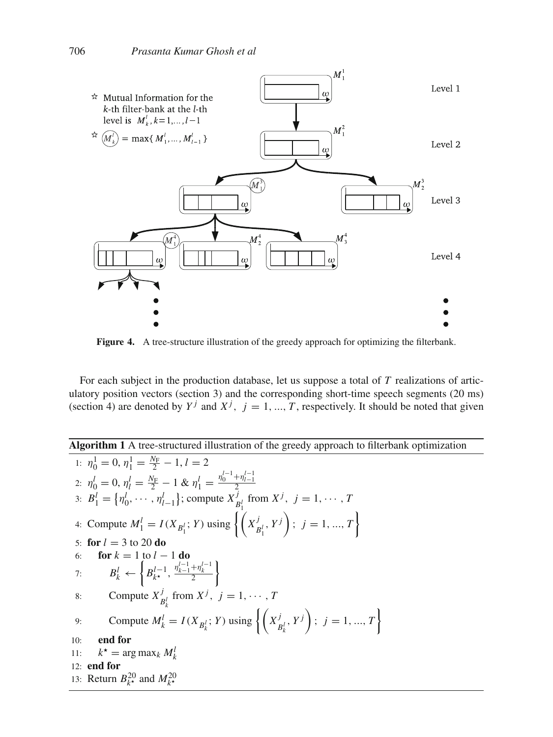**Figure 4.** A tree-structure illustration of the greedy approach for optimizing the filterbank.

For each subject in the production database, let us suppose a total of $T$ realizations of articulatory position vectors (section 3) and the corresponding short-time speech segments (20 ms) (section 4) are denoted by $Y^j$ and $X^j$, $j = 1, ..., T$, respectively. It should be noted that given

**Algorithm 1** A tree-structured illustration of the greedy approach to filterbank optimization

1: $\eta_0^1 = 0, \eta_1^1 = \frac{N_F}{2} - 1, l = 2$
2: $\eta_0^l = 0, \eta_l^l = \frac{N_F}{2} - 1$ & $\eta_1^l = \frac{\eta_0^{l-1} + \eta_{l-1}^{l-1}}{2}$
3: $B_1^l = \{\eta_0^l, \cdots, \eta_{l-1}^l\}$; compute $X_{B_1^l}^j$ from $X^j$, $j = 1, \cdots, T$
4: Compute $M_1^l = I(X_{B_1^l}; Y)$ using $\left\{\left(X_{B_1^l}^j, Y^j\right);\ j = 1, ..., T\right\}$
5: **for** $l = 3$ to $20$ **do**
6: &nbsp;&nbsp;&nbsp;&nbsp;**for** $k = 1$ to $l - 1$ **do**
7: &nbsp;&nbsp;&nbsp;&nbsp;&nbsp;&nbsp;&nbsp;&nbsp;$B_k^l \leftarrow \left\{B_{k^\star}^{l-1}, \frac{\eta_{k-1}^{l-1} + \eta_k^{l-1}}{2}\right\}$
8: &nbsp;&nbsp;&nbsp;&nbsp;&nbsp;&nbsp;&nbsp;&nbsp;Compute $X_{B_k^l}^j$ from $X^j$, $j = 1, \cdots, T$
9: &nbsp;&nbsp;&nbsp;&nbsp;&nbsp;&nbsp;&nbsp;&nbsp;Compute $M_k^l = I(X_{B_k^l}; Y)$ using $\left\{\left(X_{B_k^l}^j, Y^j\right);\ j = 1, ..., T\right\}$
10: &nbsp;&nbsp;&nbsp;&nbsp;**end for**
11: &nbsp;&nbsp;&nbsp;&nbsp;$k^\star = \arg\max_k M_k^l$
12: **end for**
13: Return $B_{k^\star}^{20}$ and $M_{k^\star}^{20}$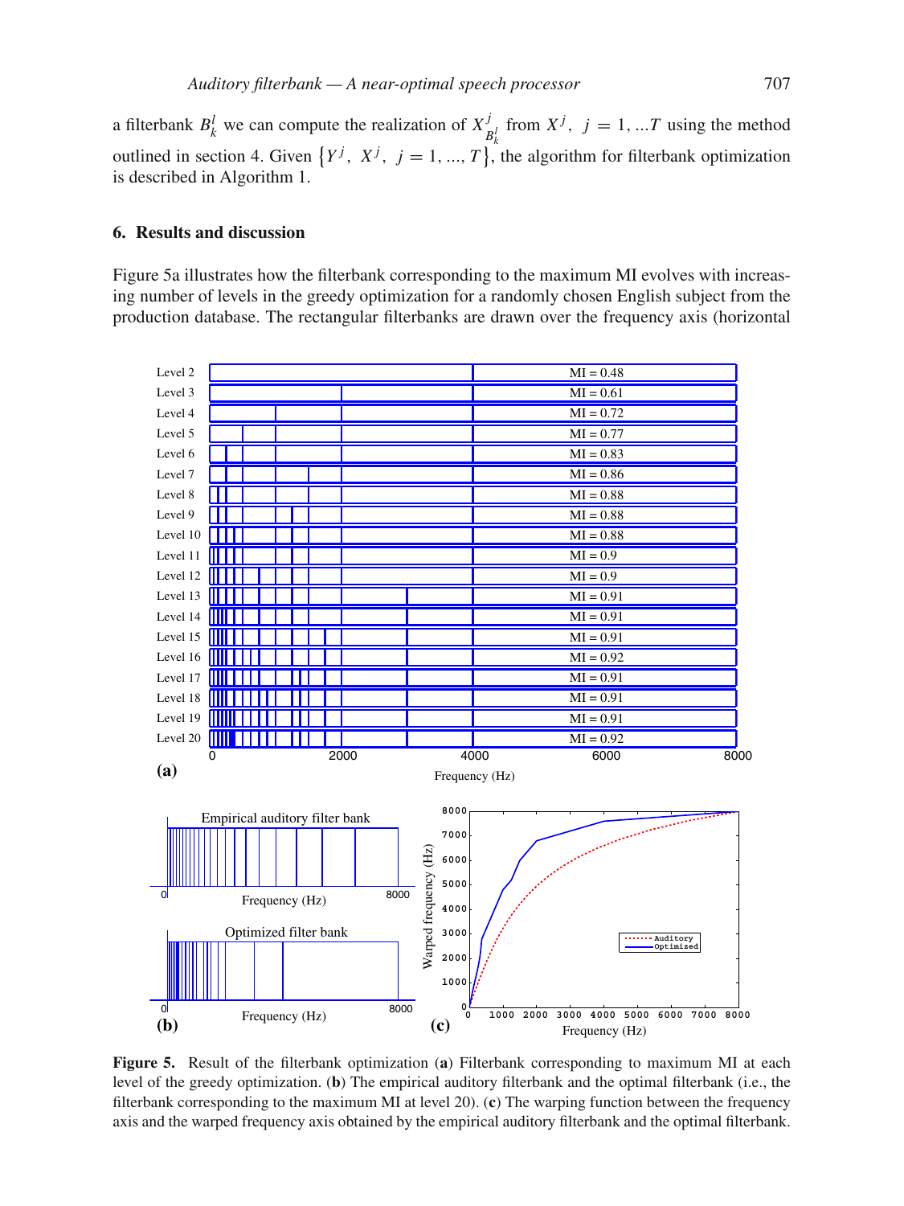a filterbank $B_k^l$ we can compute the realization of $X_{B_k^l}^j$ from $X^j$, $j = 1, ...T$ using the method outlined in section 4. Given $\{Y^j, X^j, j = 1, ..., T\}$, the algorithm for filterbank optimization is described in Algorithm 1.

## 6. Results and discussion

Figure 5a illustrates how the filterbank corresponding to the maximum MI evolves with increasing number of levels in the greedy optimization for a randomly chosen English subject from the production database. The rectangular filterbanks are drawn over the frequency axis (horizontal

**Figure 5.** Result of the filterbank optimization (**a**) Filterbank corresponding to maximum MI at each level of the greedy optimization. (**b**) The empirical auditory filterbank and the optimal filterbank (i.e., the filterbank corresponding to the maximum MI at level 20). (**c**) The warping function between the frequency axis and the warped frequency axis obtained by the empirical auditory filterbank and the optimal filterbank.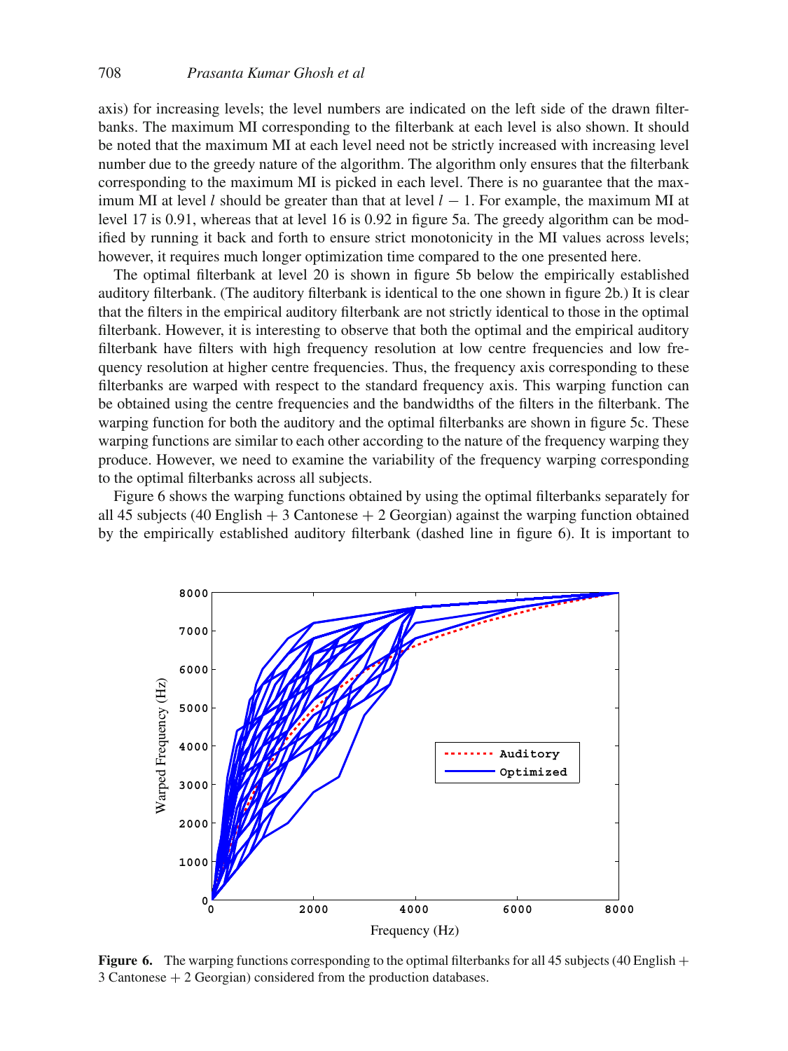axis) for increasing levels; the level numbers are indicated on the left side of the drawn filterbanks. The maximum MI corresponding to the filterbank at each level is also shown. It should be noted that the maximum MI at each level need not be strictly increased with increasing level number due to the greedy nature of the algorithm. The algorithm only ensures that the filterbank corresponding to the maximum MI is picked in each level. There is no guarantee that the maximum MI at level $l$ should be greater than that at level $l - 1$. For example, the maximum MI at level 17 is 0.91, whereas that at level 16 is 0.92 in figure 5a. The greedy algorithm can be modified by running it back and forth to ensure strict monotonicity in the MI values across levels; however, it requires much longer optimization time compared to the one presented here.

The optimal filterbank at level 20 is shown in figure 5b below the empirically established auditory filterbank. (The auditory filterbank is identical to the one shown in figure 2b.) It is clear that the filters in the empirical auditory filterbank are not strictly identical to those in the optimal filterbank. However, it is interesting to observe that both the optimal and the empirical auditory filterbank have filters with high frequency resolution at low centre frequencies and low frequency resolution at higher centre frequencies. Thus, the frequency axis corresponding to these filterbanks are warped with respect to the standard frequency axis. This warping function can be obtained using the centre frequencies and the bandwidths of the filters in the filterbank. The warping function for both the auditory and the optimal filterbanks are shown in figure 5c. These warping functions are similar to each other according to the nature of the frequency warping they produce. However, we need to examine the variability of the frequency warping corresponding to the optimal filterbanks across all subjects.

Figure 6 shows the warping functions obtained by using the optimal filterbanks separately for all 45 subjects (40 English + 3 Cantonese + 2 Georgian) against the warping function obtained by the empirically established auditory filterbank (dashed line in figure 6). It is important to

**Figure 6.** The warping functions corresponding to the optimal filterbanks for all 45 subjects (40 English + 3 Cantonese + 2 Georgian) considered from the production databases.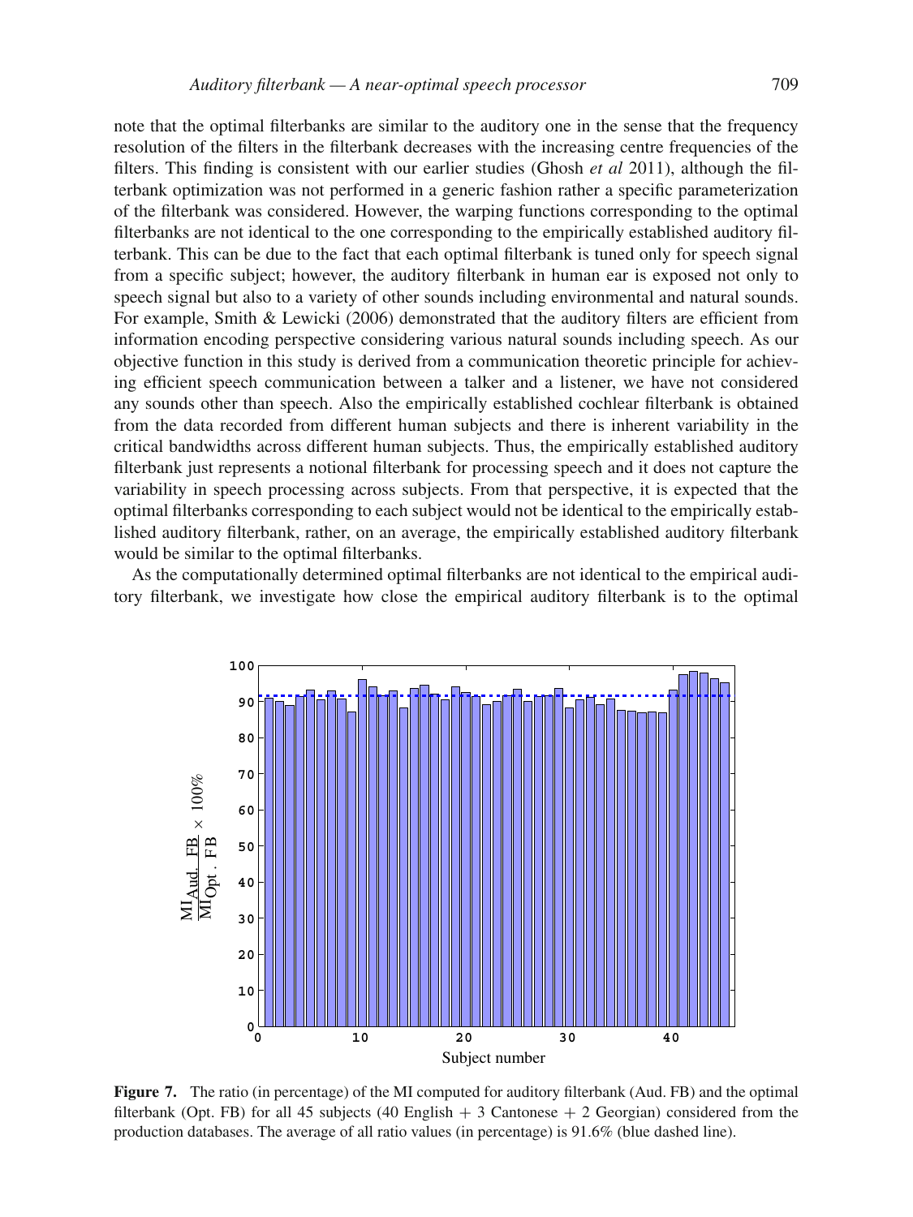note that the optimal filterbanks are similar to the auditory one in the sense that the frequency resolution of the filters in the filterbank decreases with the increasing centre frequencies of the filters. This finding is consistent with our earlier studies (Ghosh *et al* 2011), although the filterbank optimization was not performed in a generic fashion rather a specific parameterization of the filterbank was considered. However, the warping functions corresponding to the optimal filterbanks are not identical to the one corresponding to the empirically established auditory filterbank. This can be due to the fact that each optimal filterbank is tuned only for speech signal from a specific subject; however, the auditory filterbank in human ear is exposed not only to speech signal but also to a variety of other sounds including environmental and natural sounds. For example, Smith & Lewicki (2006) demonstrated that the auditory filters are efficient from information encoding perspective considering various natural sounds including speech. As our objective function in this study is derived from a communication theoretic principle for achieving efficient speech communication between a talker and a listener, we have not considered any sounds other than speech. Also the empirically established cochlear filterbank is obtained from the data recorded from different human subjects and there is inherent variability in the critical bandwidths across different human subjects. Thus, the empirically established auditory filterbank just represents a notional filterbank for processing speech and it does not capture the variability in speech processing across subjects. From that perspective, it is expected that the optimal filterbanks corresponding to each subject would not be identical to the empirically established auditory filterbank, rather, on an average, the empirically established auditory filterbank would be similar to the optimal filterbanks.

As the computationally determined optimal filterbanks are not identical to the empirical auditory filterbank, we investigate how close the empirical auditory filterbank is to the optimal

$\frac{\mathrm{MI}_{\mathrm{Aud.\ FB}}}{\mathrm{MI}_{\mathrm{Opt.\ FB}}} \times 100\%$

0
10
20
30
40
50
60
70
80
90
100

0
10
20
30
40

Subject number

**Figure 7.** The ratio (in percentage) of the MI computed for auditory filterbank (Aud. FB) and the optimal filterbank (Opt. FB) for all 45 subjects (40 English + 3 Cantonese + 2 Georgian) considered from the production databases. The average of all ratio values (in percentage) is 91.6% (blue dashed line).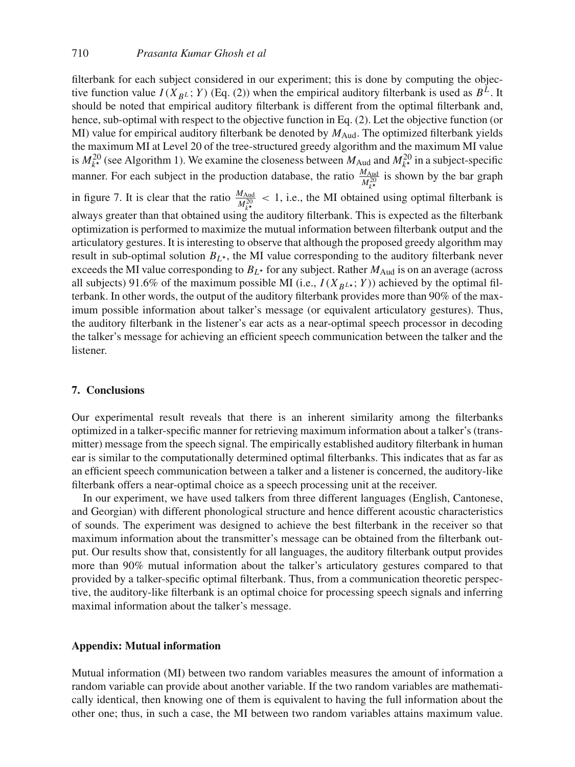filterbank for each subject considered in our experiment; this is done by computing the objective function value $I(X_{B^L}; Y)$ (Eq. (2)) when the empirical auditory filterbank is used as $B^L$. It should be noted that empirical auditory filterbank is different from the optimal filterbank and, hence, sub-optimal with respect to the objective function in Eq. (2). Let the objective function (or MI) value for empirical auditory filterbank be denoted by $M_{\text{Aud}}$. The optimized filterbank yields the maximum MI at Level 20 of the tree-structured greedy algorithm and the maximum MI value is $M_{k^\star}^{20}$ (see Algorithm 1). We examine the closeness between $M_{\text{Aud}}$ and $M_{k^\star}^{20}$ in a subject-specific manner. For each subject in the production database, the ratio $\frac{M_{\text{Aud}}}{M_{k^\star}^{20}}$ is shown by the bar graph in figure 7. It is clear that the ratio $\frac{M_{\text{Aud}}}{M_{k^\star}^{20}} < 1$, i.e., the MI obtained using optimal filterbank is always greater than that obtained using the auditory filterbank. This is expected as the filterbank optimization is performed to maximize the mutual information between filterbank output and the articulatory gestures. It is interesting to observe that although the proposed greedy algorithm may result in sub-optimal solution $B_{L^\star}$, the MI value corresponding to the auditory filterbank never exceeds the MI value corresponding to $B_{L^\star}$ for any subject. Rather $M_{\text{Aud}}$ is on an average (across all subjects) 91.6% of the maximum possible MI (i.e., $I(X_{B^{L^\star}}; Y)$) achieved by the optimal filterbank. In other words, the output of the auditory filterbank provides more than 90% of the maximum possible information about talker's message (or equivalent articulatory gestures). Thus, the auditory filterbank in the listener's ear acts as a near-optimal speech processor in decoding the talker's message for achieving an efficient speech communication between the talker and the listener.

## 7. Conclusions

Our experimental result reveals that there is an inherent similarity among the filterbanks optimized in a talker-specific manner for retrieving maximum information about a talker's (transmitter) message from the speech signal. The empirically established auditory filterbank in human ear is similar to the computationally determined optimal filterbanks. This indicates that as far as an efficient speech communication between a talker and a listener is concerned, the auditory-like filterbank offers a near-optimal choice as a speech processing unit at the receiver.

In our experiment, we have used talkers from three different languages (English, Cantonese, and Georgian) with different phonological structure and hence different acoustic characteristics of sounds. The experiment was designed to achieve the best filterbank in the receiver so that maximum information about the transmitter's message can be obtained from the filterbank output. Our results show that, consistently for all languages, the auditory filterbank output provides more than 90% mutual information about the talker's articulatory gestures compared to that provided by a talker-specific optimal filterbank. Thus, from a communication theoretic perspective, the auditory-like filterbank is an optimal choice for processing speech signals and inferring maximal information about the talker's message.

## Appendix: Mutual information

Mutual information (MI) between two random variables measures the amount of information a random variable can provide about another variable. If the two random variables are mathematically identical, then knowing one of them is equivalent to having the full information about the other one; thus, in such a case, the MI between two random variables attains maximum value.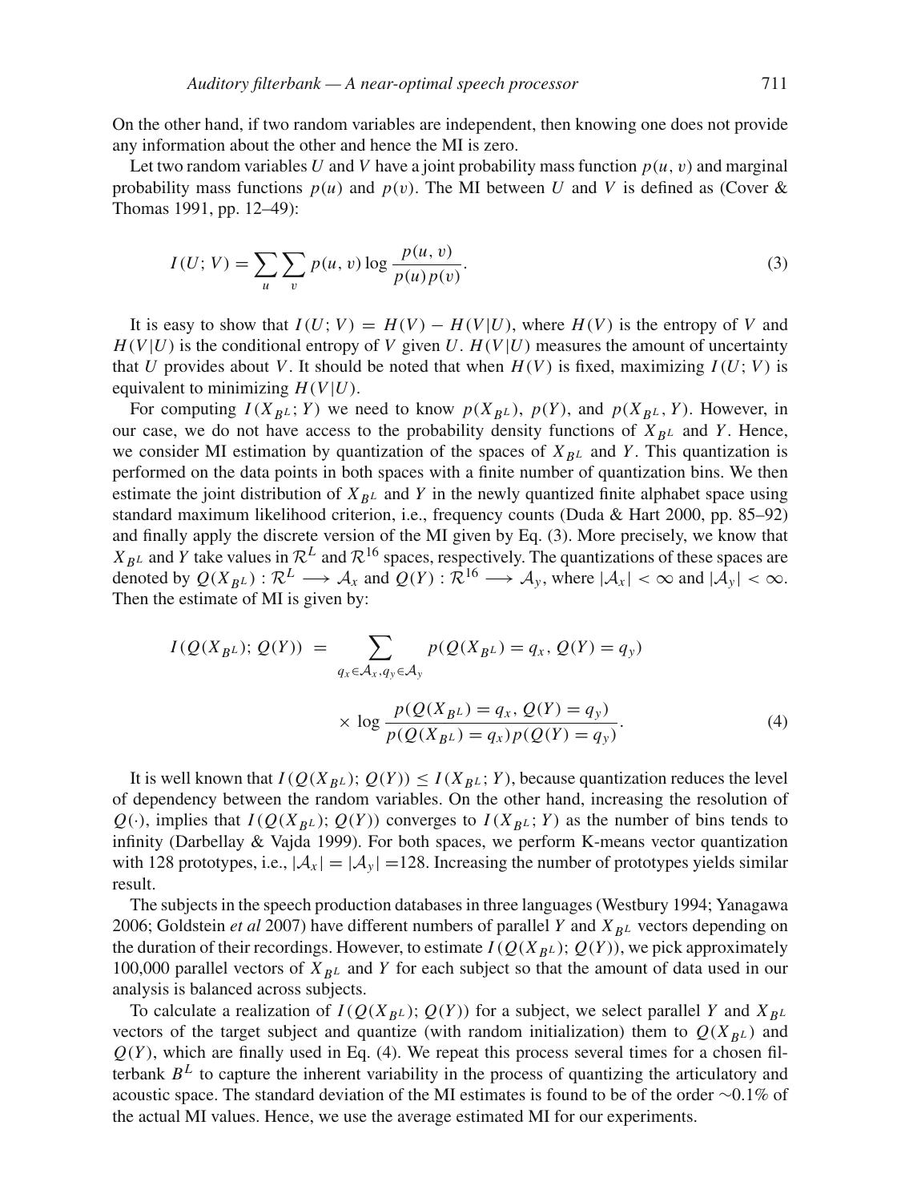On the other hand, if two random variables are independent, then knowing one does not provide any information about the other and hence the MI is zero.

Let two random variables $U$ and $V$ have a joint probability mass function $p(u, v)$ and marginal probability mass functions $p(u)$ and $p(v)$. The MI between $U$ and $V$ is defined as (Cover & Thomas 1991, pp. 12–49):

$$I(U; V) = \sum_{u} \sum_{v} p(u, v) \log \frac{p(u, v)}{p(u)p(v)}. \tag{3}$$

It is easy to show that $I(U; V) = H(V) - H(V|U)$, where $H(V)$ is the entropy of $V$ and $H(V|U)$ is the conditional entropy of $V$ given $U$. $H(V|U)$ measures the amount of uncertainty that $U$ provides about $V$. It should be noted that when $H(V)$ is fixed, maximizing $I(U; V)$ is equivalent to minimizing $H(V|U)$.

For computing $I(X_{B^L}; Y)$ we need to know $p(X_{B^L})$, $p(Y)$, and $p(X_{B^L}, Y)$. However, in our case, we do not have access to the probability density functions of $X_{B^L}$ and $Y$. Hence, we consider MI estimation by quantization of the spaces of $X_{B^L}$ and $Y$. This quantization is performed on the data points in both spaces with a finite number of quantization bins. We then estimate the joint distribution of $X_{B^L}$ and $Y$ in the newly quantized finite alphabet space using standard maximum likelihood criterion, i.e., frequency counts (Duda & Hart 2000, pp. 85–92) and finally apply the discrete version of the MI given by Eq. (3). More precisely, we know that $X_{B^L}$ and $Y$ take values in $\mathcal{R}^L$ and $\mathcal{R}^{16}$ spaces, respectively. The quantizations of these spaces are denoted by $Q(X_{B^L}) : \mathcal{R}^L \longrightarrow \mathcal{A}_x$ and $Q(Y) : \mathcal{R}^{16} \longrightarrow \mathcal{A}_y$, where $|\mathcal{A}_x| < \infty$ and $|\mathcal{A}_y| < \infty$. Then the estimate of MI is given by:

$$I(Q(X_{B^L}); Q(Y)) = \sum_{q_x \in \mathcal{A}_x, q_y \in \mathcal{A}_y} p(Q(X_{B^L}) = q_x, Q(Y) = q_y) \times \log \frac{p(Q(X_{B^L}) = q_x, Q(Y) = q_y)}{p(Q(X_{B^L}) = q_x) p(Q(Y) = q_y)}. \tag{4}$$

It is well known that $I(Q(X_{B^L}); Q(Y)) \leq I(X_{B^L}; Y)$, because quantization reduces the level of dependency between the random variables. On the other hand, increasing the resolution of $Q(\cdot)$, implies that $I(Q(X_{B^L}); Q(Y))$ converges to $I(X_{B^L}; Y)$ as the number of bins tends to infinity (Darbellay & Vajda 1999). For both spaces, we perform K-means vector quantization with 128 prototypes, i.e., $|\mathcal{A}_x| = |\mathcal{A}_y| = 128$. Increasing the number of prototypes yields similar result.

The subjects in the speech production databases in three languages (Westbury 1994; Yanagawa 2006; Goldstein *et al* 2007) have different numbers of parallel $Y$ and $X_{B^L}$ vectors depending on the duration of their recordings. However, to estimate $I(Q(X_{B^L}); Q(Y))$, we pick approximately 100,000 parallel vectors of $X_{B^L}$ and $Y$ for each subject so that the amount of data used in our analysis is balanced across subjects.

To calculate a realization of $I(Q(X_{B^L}); Q(Y))$ for a subject, we select parallel $Y$ and $X_{B^L}$ vectors of the target subject and quantize (with random initialization) them to $Q(X_{B^L})$ and $Q(Y)$, which are finally used in Eq. (4). We repeat this process several times for a chosen filterbank $B^L$ to capture the inherent variability in the process of quantizing the articulatory and acoustic space. The standard deviation of the MI estimates is found to be of the order $\sim$0.1% of the actual MI values. Hence, we use the average estimated MI for our experiments.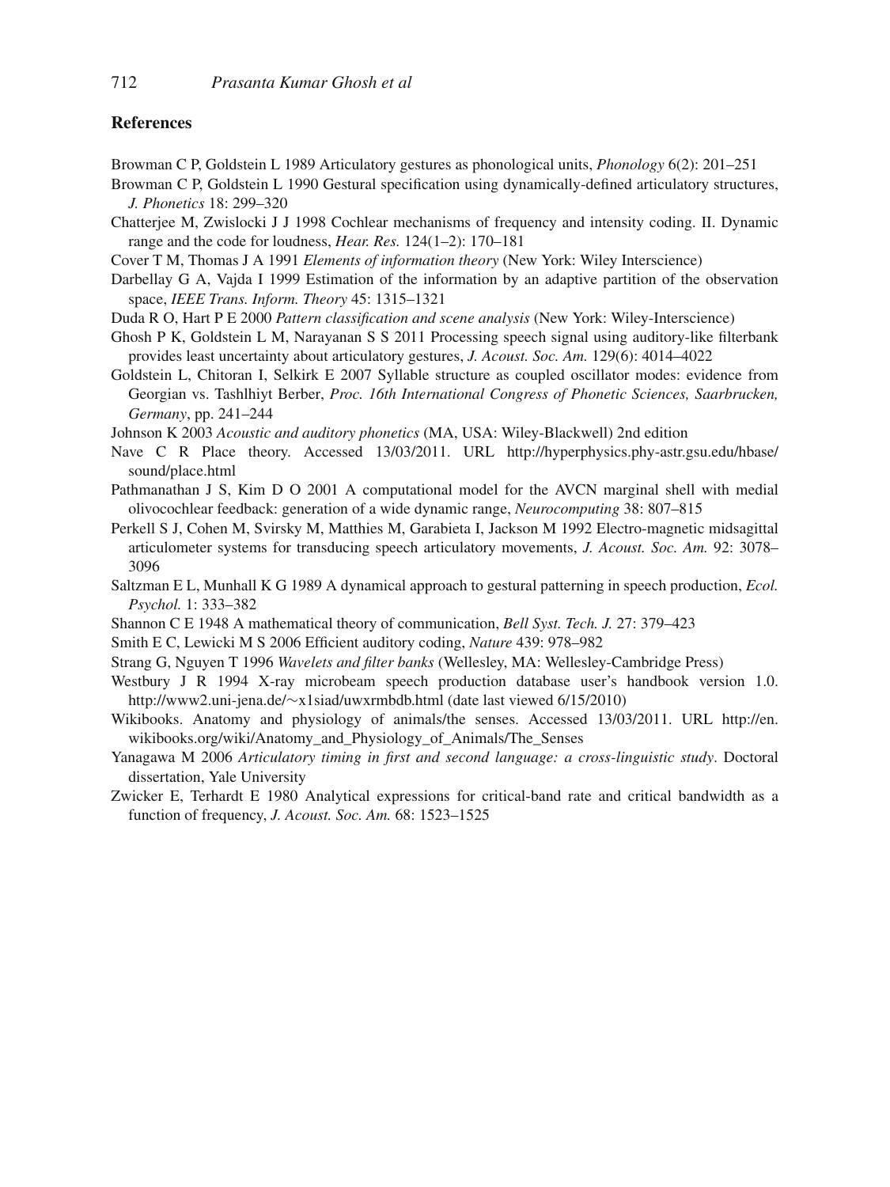## References

Browman C P, Goldstein L 1989 Articulatory gestures as phonological units, *Phonology* 6(2): 201–251

Browman C P, Goldstein L 1990 Gestural specification using dynamically-defined articulatory structures, *J. Phonetics* 18: 299–320

Chatterjee M, Zwislocki J J 1998 Cochlear mechanisms of frequency and intensity coding. II. Dynamic range and the code for loudness, *Hear. Res.* 124(1–2): 170–181

Cover T M, Thomas J A 1991 *Elements of information theory* (New York: Wiley Interscience)

Darbellay G A, Vajda I 1999 Estimation of the information by an adaptive partition of the observation space, *IEEE Trans. Inform. Theory* 45: 1315–1321

Duda R O, Hart P E 2000 *Pattern classification and scene analysis* (New York: Wiley-Interscience)

Ghosh P K, Goldstein L M, Narayanan S S 2011 Processing speech signal using auditory-like filterbank provides least uncertainty about articulatory gestures, *J. Acoust. Soc. Am.* 129(6): 4014–4022

Goldstein L, Chitoran I, Selkirk E 2007 Syllable structure as coupled oscillator modes: evidence from Georgian vs. Tashlhiyt Berber, *Proc. 16th International Congress of Phonetic Sciences, Saarbrucken, Germany*, pp. 241–244

Johnson K 2003 *Acoustic and auditory phonetics* (MA, USA: Wiley-Blackwell) 2nd edition

Nave C R Place theory. Accessed 13/03/2011. URL http://hyperphysics.phy-astr.gsu.edu/hbase/sound/place.html

Pathmanathan J S, Kim D O 2001 A computational model for the AVCN marginal shell with medial olivocochlear feedback: generation of a wide dynamic range, *Neurocomputing* 38: 807–815

Perkell S J, Cohen M, Svirsky M, Matthies M, Garabieta I, Jackson M 1992 Electro-magnetic midsagittal articulometer systems for transducing speech articulatory movements, *J. Acoust. Soc. Am.* 92: 3078–3096

Saltzman E L, Munhall K G 1989 A dynamical approach to gestural patterning in speech production, *Ecol. Psychol.* 1: 333–382

Shannon C E 1948 A mathematical theory of communication, *Bell Syst. Tech. J.* 27: 379–423

Smith E C, Lewicki M S 2006 Efficient auditory coding, *Nature* 439: 978–982

Strang G, Nguyen T 1996 *Wavelets and filter banks* (Wellesley, MA: Wellesley-Cambridge Press)

Westbury J R 1994 X-ray microbeam speech production database user's handbook version 1.0. http://www2.uni-jena.de/~x1siad/uwxrmbdb.html (date last viewed 6/15/2010)

Wikibooks. Anatomy and physiology of animals/the senses. Accessed 13/03/2011. URL http://en.wikibooks.org/wiki/Anatomy_and_Physiology_of_Animals/The_Senses

Yanagawa M 2006 *Articulatory timing in first and second language: a cross-linguistic study*. Doctoral dissertation, Yale University

Zwicker E, Terhardt E 1980 Analytical expressions for critical-band rate and critical bandwidth as a function of frequency, *J. Acoust. Soc. Am.* 68: 1523–1525